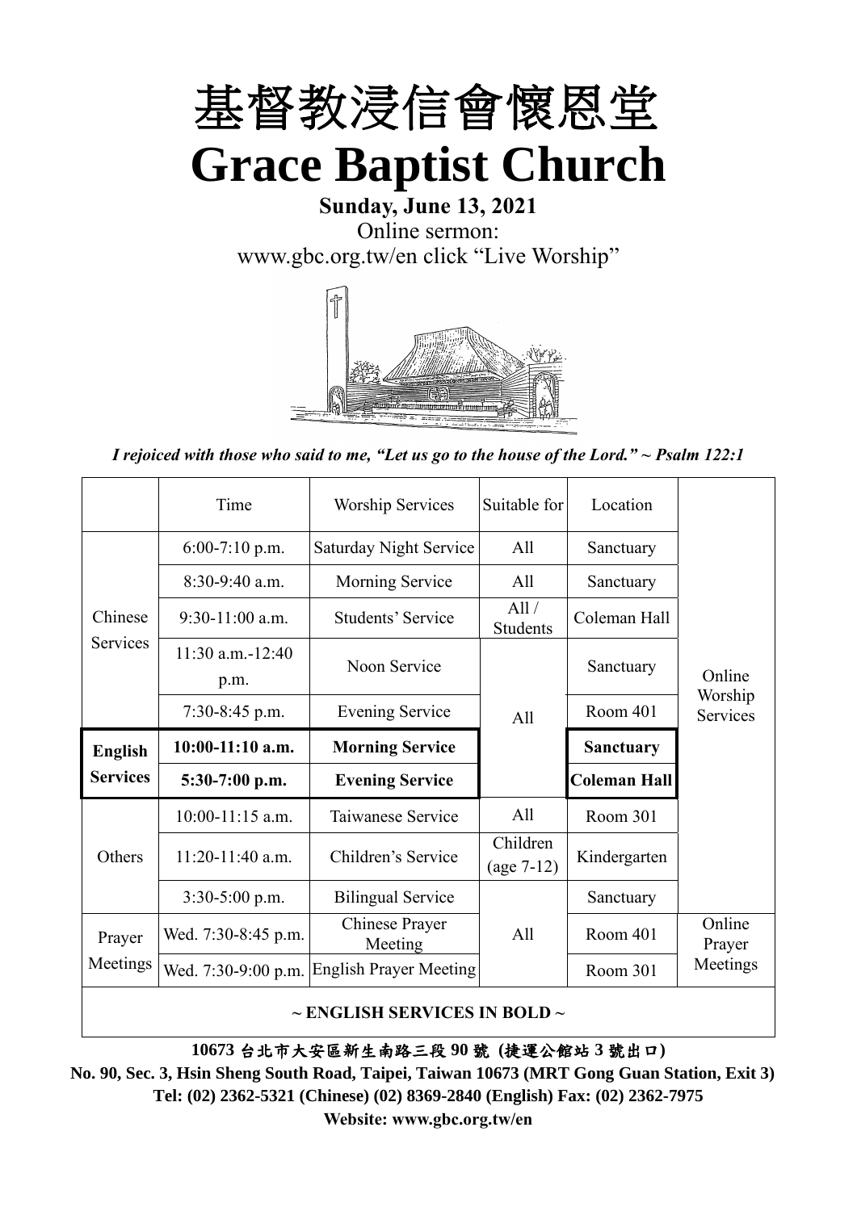# 基督教浸信會懷恩堂

# Grace Baptist Church

**Sunday, June 13, 2021**

Online sermon:
www.gbc.org.tw/en click "Live Worship"

*I rejoiced with those who said to me, "Let us go to the house of the Lord." ~ Psalm 122:1*

| | Time | Worship Services | Suitable for | Location | |
|---|---|---|---|---|---|
| Chinese Services | 6:00-7:10 p.m. | Saturday Night Service | All | Sanctuary | Online Worship Services |
| | 8:30-9:40 a.m. | Morning Service | All | Sanctuary | |
| | 9:30-11:00 a.m. | Students' Service | All / Students | Coleman Hall | |
| | 11:30 a.m.-12:40 p.m. | Noon Service | All | Sanctuary | |
| | 7:30-8:45 p.m. | Evening Service | | Room 401 | |
| **English Services** | **10:00-11:10 a.m.** | **Morning Service** | | **Sanctuary** | |
| | **5:30-7:00 p.m.** | **Evening Service** | | **Coleman Hall** | |
| Others | 10:00-11:15 a.m. | Taiwanese Service | All | Room 301 | |
| | 11:20-11:40 a.m. | Children's Service | Children (age 7-12) | Kindergarten | |
| | 3:30-5:00 p.m. | Bilingual Service | All | Sanctuary | |
| Prayer Meetings | Wed. 7:30-8:45 p.m. | Chinese Prayer Meeting | | Room 401 | Online Prayer Meetings |
| | Wed. 7:30-9:00 p.m. | English Prayer Meeting | | Room 301 | |

**~ ENGLISH SERVICES IN BOLD ~**

**10673 台北市大安區新生南路三段 90 號 (捷運公館站 3 號出口)**

**No. 90, Sec. 3, Hsin Sheng South Road, Taipei, Taiwan 10673 (MRT Gong Guan Station, Exit 3)**

**Tel: (02) 2362-5321 (Chinese) (02) 8369-2840 (English) Fax: (02) 2362-7975**

**Website: www.gbc.org.tw/en**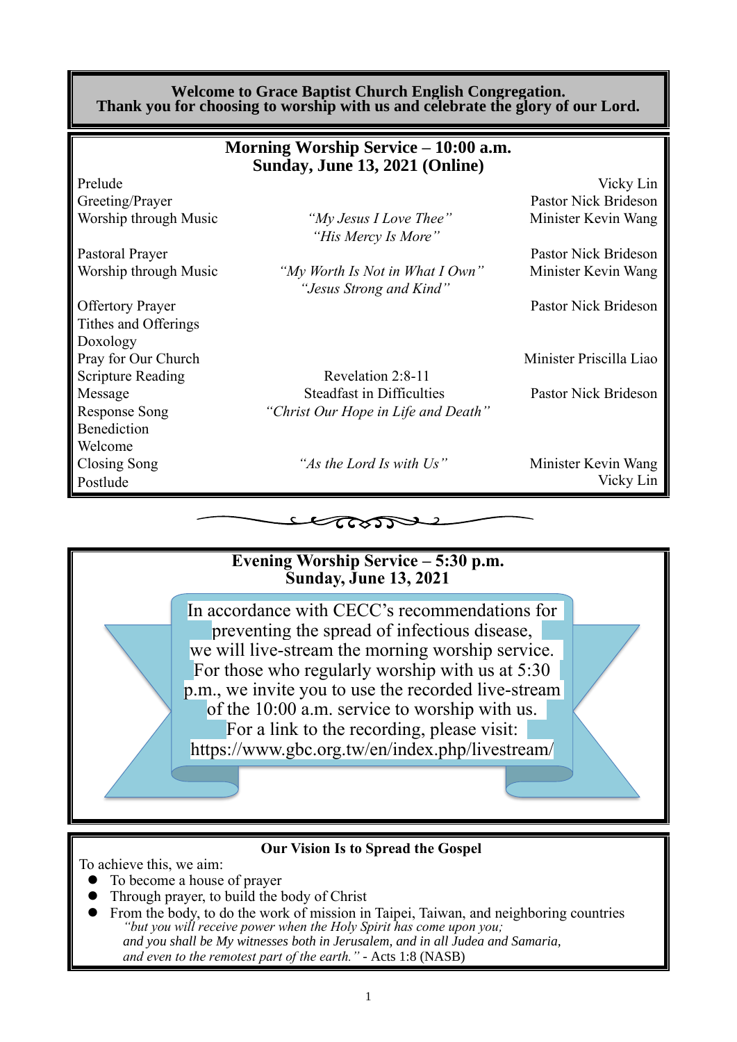**Welcome to Grace Baptist Church English Congregation.**
**Thank you for choosing to worship with us and celebrate the glory of our Lord.**

## Morning Worship Service – 10:00 a.m.
## Sunday, June 13, 2021 (Online)

| | | |
|---|---|---|
| Prelude | | Vicky Lin |
| Greeting/Prayer | | Pastor Nick Brideson |
| Worship through Music | *"My Jesus I Love Thee"* *"His Mercy Is More"* | Minister Kevin Wang |
| Pastoral Prayer | | Pastor Nick Brideson |
| Worship through Music | *"My Worth Is Not in What I Own"* *"Jesus Strong and Kind"* | Minister Kevin Wang |
| Offertory Prayer | | Pastor Nick Brideson |
| Tithes and Offerings | | |
| Doxology | | |
| Pray for Our Church | | Minister Priscilla Liao |
| Scripture Reading | Revelation 2:8-11 | |
| Message | Steadfast in Difficulties | Pastor Nick Brideson |
| Response Song | *"Christ Our Hope in Life and Death"* | |
| Benediction | | |
| Welcome | | |
| Closing Song | *"As the Lord Is with Us"* | Minister Kevin Wang |
| Postlude | | Vicky Lin |

## Evening Worship Service – 5:30 p.m.
## Sunday, June 13, 2021

In accordance with CECC's recommendations for preventing the spread of infectious disease, we will live-stream the morning worship service. For those who regularly worship with us at 5:30 p.m., we invite you to use the recorded live-stream of the 10:00 a.m. service to worship with us. For a link to the recording, please visit: https://www.gbc.org.tw/en/index.php/livestream/

### Our Vision Is to Spread the Gospel

To achieve this, we aim:

- To become a house of prayer
- Through prayer, to build the body of Christ
- From the body, to do the work of mission in Taipei, Taiwan, and neighboring countries

*"but you will receive power when the Holy Spirit has come upon you; and you shall be My witnesses both in Jerusalem, and in all Judea and Samaria, and even to the remotest part of the earth."* - Acts 1:8 (NASB)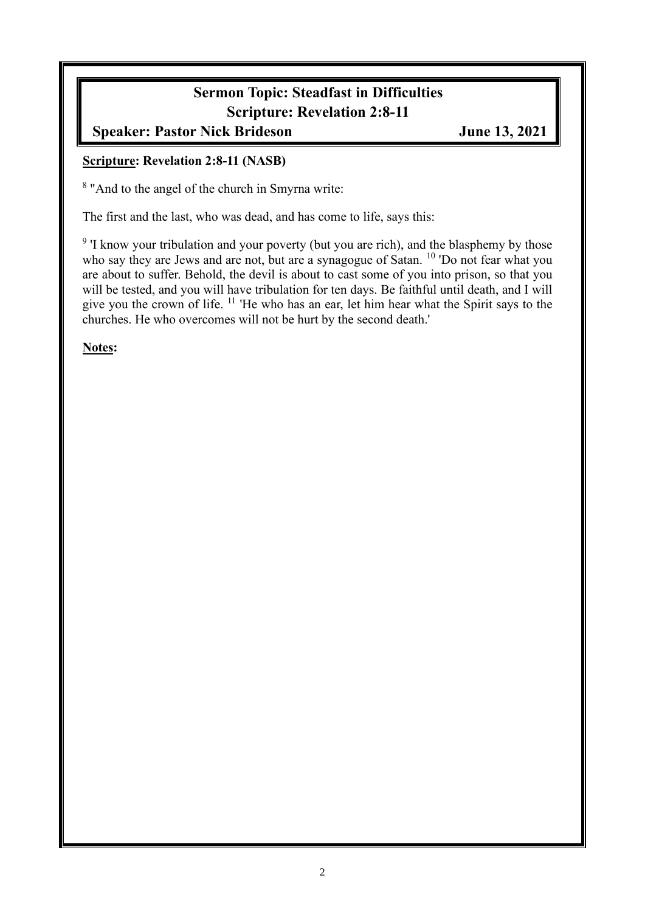**Sermon Topic: Steadfast in Difficulties**
**Scripture: Revelation 2:8-11**
**Speaker: Pastor Nick Brideson** **June 13, 2021**

**Scripture: Revelation 2:8-11 (NASB)**

[8] "And to the angel of the church in Smyrna write:

The first and the last, who was dead, and has come to life, says this:

[9] 'I know your tribulation and your poverty (but you are rich), and the blasphemy by those who say they are Jews and are not, but are a synagogue of Satan. [10] 'Do not fear what you are about to suffer. Behold, the devil is about to cast some of you into prison, so that you will be tested, and you will have tribulation for ten days. Be faithful until death, and I will give you the crown of life. [11] 'He who has an ear, let him hear what the Spirit says to the churches. He who overcomes will not be hurt by the second death.'

**Notes:**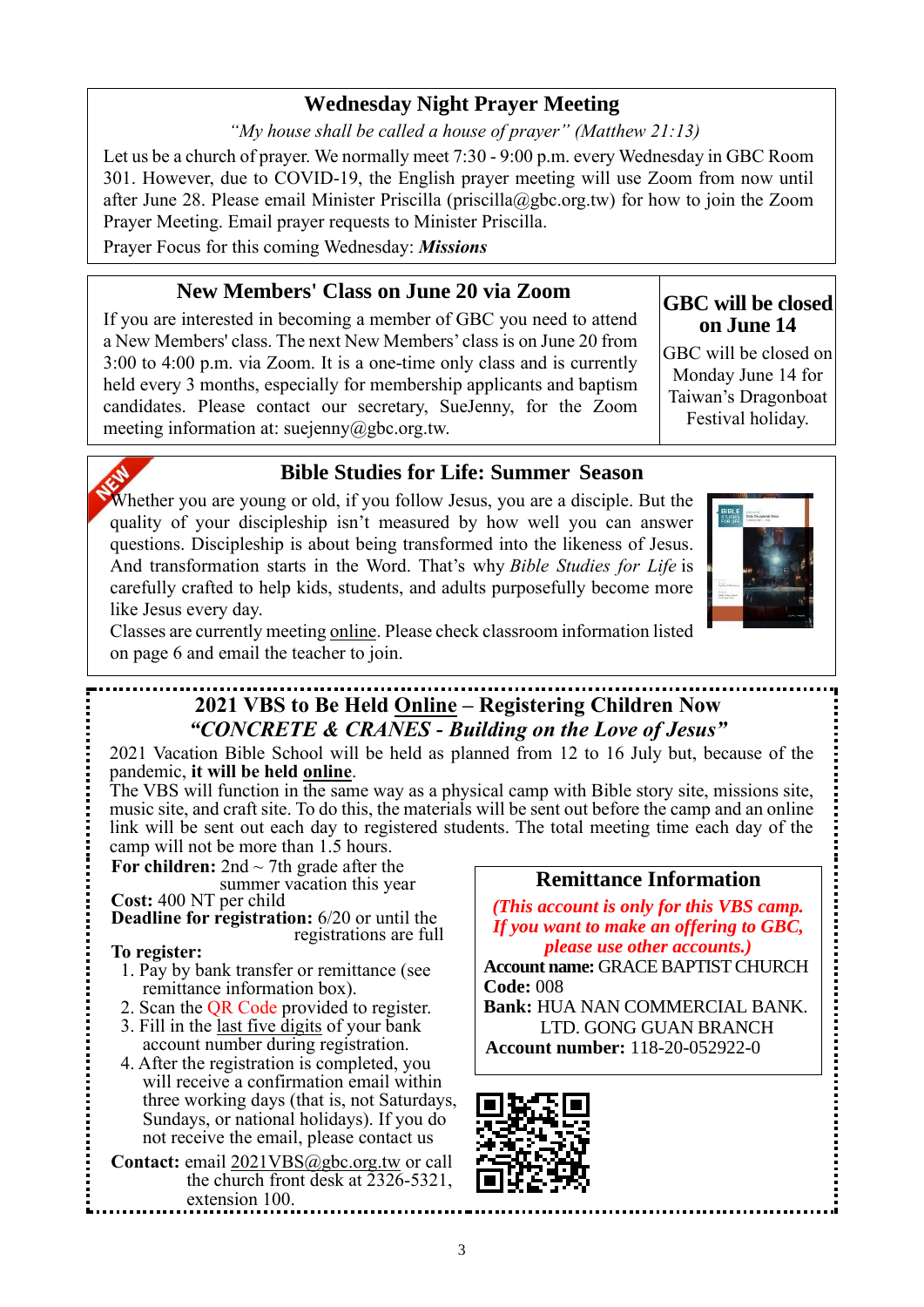## Wednesday Night Prayer Meeting

*"My house shall be called a house of prayer" (Matthew 21:13)*

Let us be a church of prayer. We normally meet 7:30 - 9:00 p.m. every Wednesday in GBC Room 301. However, due to COVID-19, the English prayer meeting will use Zoom from now until after June 28. Please email Minister Priscilla (priscilla@gbc.org.tw) for how to join the Zoom Prayer Meeting. Email prayer requests to Minister Priscilla.

Prayer Focus for this coming Wednesday: ***Missions***

## New Members' Class on June 20 via Zoom

If you are interested in becoming a member of GBC you need to attend a New Members' class. The next New Members' class is on June 20 from 3:00 to 4:00 p.m. via Zoom. It is a one-time only class and is currently held every 3 months, especially for membership applicants and baptism candidates. Please contact our secretary, SueJenny, for the Zoom meeting information at: suejenny@gbc.org.tw.

## GBC will be closed on June 14

GBC will be closed on Monday June 14 for Taiwan's Dragonboat Festival holiday.

## Bible Studies for Life: Summer Season

NEW

Whether you are young or old, if you follow Jesus, you are a disciple. But the quality of your discipleship isn't measured by how well you can answer questions. Discipleship is about being transformed into the likeness of Jesus. And transformation starts in the Word. That's why *Bible Studies for Life* is carefully crafted to help kids, students, and adults purposefully become more like Jesus every day.

Classes are currently meeting online. Please check classroom information listed on page 6 and email the teacher to join.

## 2021 VBS to Be Held Online – Registering Children Now

### *"CONCRETE & CRANES - Building on the Love of Jesus"*

2021 Vacation Bible School will be held as planned from 12 to 16 July but, because of the pandemic, **it will be held online**.

The VBS will function in the same way as a physical camp with Bible story site, missions site, music site, and craft site. To do this, the materials will be sent out before the camp and an online link will be sent out each day to registered students. The total meeting time each day of the camp will not be more than 1.5 hours.

**For children:** 2nd ~ 7th grade after the summer vacation this year

**Cost:** 400 NT per child

**Deadline for registration:** 6/20 or until the registrations are full

**To register:**

1. Pay by bank transfer or remittance (see remittance information box).
2. Scan the QR Code provided to register.
3. Fill in the last five digits of your bank account number during registration.
4. After the registration is completed, you will receive a confirmation email within three working days (that is, not Saturdays, Sundays, or national holidays). If you do not receive the email, please contact us

**Contact:** email 2021VBS@gbc.org.tw or call the church front desk at 2326-5321, extension 100.

### Remittance Information

***(This account is only for this VBS camp. If you want to make an offering to GBC, please use other accounts.)***

**Account name:** GRACE BAPTIST CHURCH
**Code:** 008
**Bank:** HUA NAN COMMERCIAL BANK. LTD. GONG GUAN BRANCH
**Account number:** 118-20-052922-0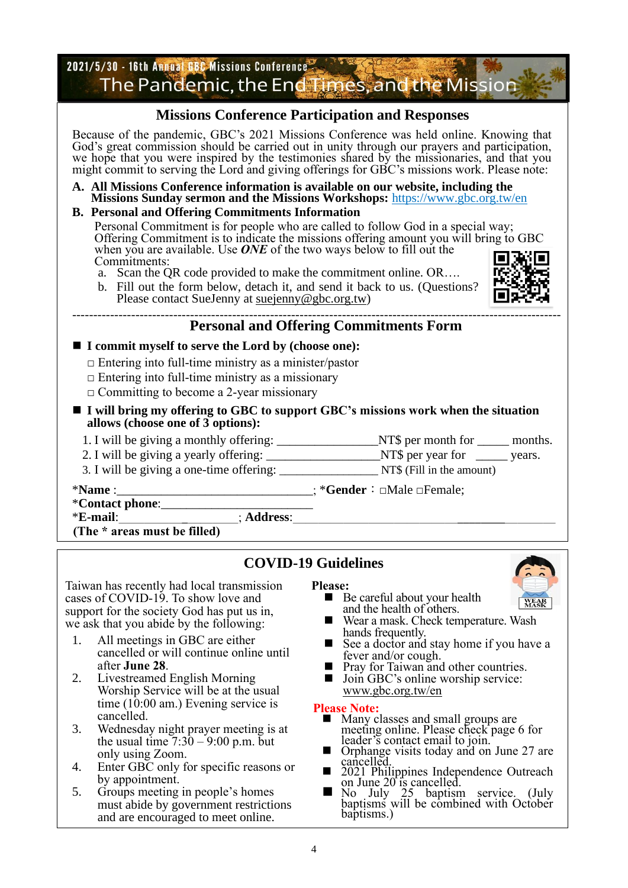2021/5/30 - 16th Annual GBC Missions Conference

# The Pandemic, the End Times, and the Mission

## Missions Conference Participation and Responses

Because of the pandemic, GBC's 2021 Missions Conference was held online. Knowing that God's great commission should be carried out in unity through our prayers and participation, we hope that you were inspired by the testimonies shared by the missionaries, and that you might commit to serving the Lord and giving offerings for GBC's missions work. Please note:

**A. All Missions Conference information is available on our website, including the Missions Sunday sermon and the Missions Workshops:** https://www.gbc.org.tw/en

**B. Personal and Offering Commitments Information**

Personal Commitment is for people who are called to follow God in a special way; Offering Commitment is to indicate the missions offering amount you will bring to GBC when you are available. Use ***ONE*** of the two ways below to fill out the Commitments:

a. Scan the QR code provided to make the commitment online. OR….

b. Fill out the form below, detach it, and send it back to us. (Questions? Please contact SueJenny at suejenny@gbc.org.tw)

---

## Personal and Offering Commitments Form

■ **I commit myself to serve the Lord by (choose one):**

□ Entering into full-time ministry as a minister/pastor
□ Entering into full-time ministry as a missionary
□ Committing to become a 2-year missionary

■ **I will bring my offering to GBC to support GBC's missions work when the situation allows (choose one of 3 options):**

1. I will be giving a monthly offering: _______________NT$ per month for _____ months.
2. I will be giving a yearly offering: _________________NT$ per year for _____ years.
3. I will be giving a one-time offering: _______________ NT$ (Fill in the amount)

***Name**:______________________________; ***Gender**：□Male □Female;
***Contact phone**:_______________________
***E-mail**:___________________; **Address**:_________________________________
**(The * areas must be filled)**

## COVID-19 Guidelines

Taiwan has recently had local transmission cases of COVID-19. To show love and support for the society God has put us in, we ask that you abide by the following:

1. All meetings in GBC are either cancelled or will continue online until after **June 28**.
2. Livestreamed English Morning Worship Service will be at the usual time (10:00 am.) Evening service is cancelled.
3. Wednesday night prayer meeting is at the usual time 7:30 – 9:00 p.m. but only using Zoom.
4. Enter GBC only for specific reasons or by appointment.
5. Groups meeting in people's homes must abide by government restrictions and are encouraged to meet online.

**Please:**

- Be careful about your health and the health of others.
- Wear a mask. Check temperature. Wash hands frequently.
- See a doctor and stay home if you have a fever and/or cough.
- Pray for Taiwan and other countries.
- Join GBC's online worship service: www.gbc.org.tw/en

**Please Note:**

- Many classes and small groups are meeting online. Please check page 6 for leader's contact email to join.
- Orphanage visits today and on June 27 are cancelled.
- 2021 Philippines Independence Outreach on June 20 is cancelled.
- No July 25 baptism service. (July baptisms will be combined with October baptisms.)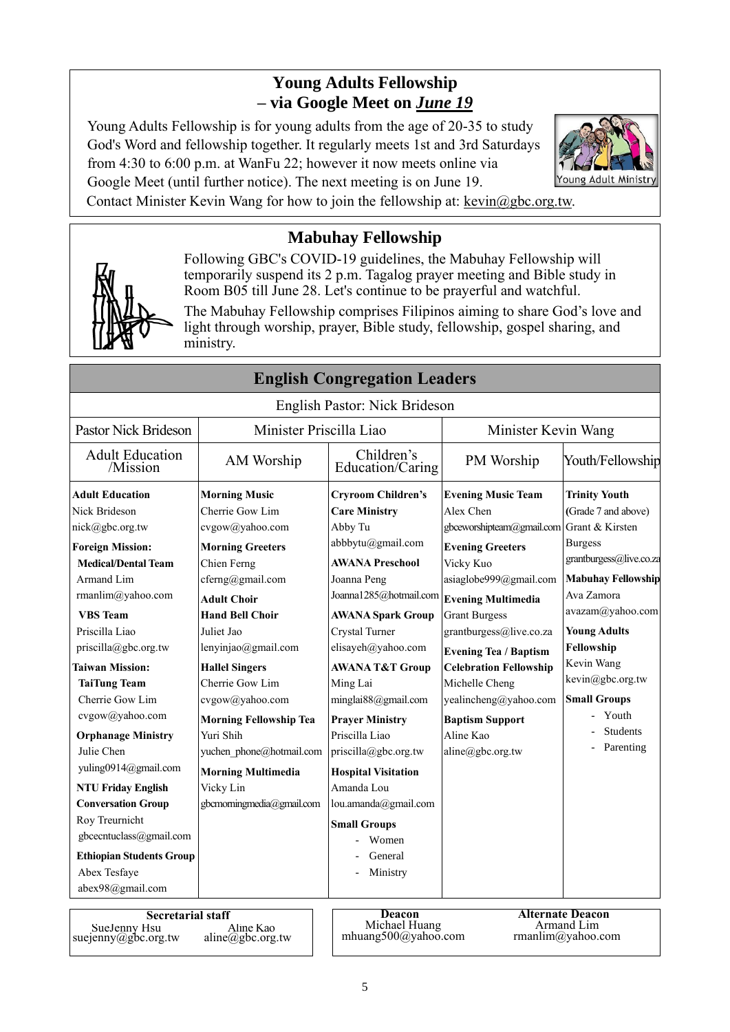## Young Adults Fellowship – via Google Meet on *June 19*

Young Adults Fellowship is for young adults from the age of 20-35 to study God's Word and fellowship together. It regularly meets 1st and 3rd Saturdays from 4:30 to 6:00 p.m. at WanFu 22; however it now meets online via Google Meet (until further notice). The next meeting is on June 19.

Contact Minister Kevin Wang for how to join the fellowship at: kevin@gbc.org.tw.

## Mabuhay Fellowship

Following GBC's COVID-19 guidelines, the Mabuhay Fellowship will temporarily suspend its 2 p.m. Tagalog prayer meeting and Bible study in Room B05 till June 28. Let's continue to be prayerful and watchful.

The Mabuhay Fellowship comprises Filipinos aiming to share God's love and light through worship, prayer, Bible study, fellowship, gospel sharing, and ministry.

## English Congregation Leaders

English Pastor: Nick Brideson

| Pastor Nick Brideson | Minister Priscilla Liao | | Minister Kevin Wang | |
|---|---|---|---|---|
| Adult Education /Mission | AM Worship | Children's Education/Caring | PM Worship | Youth/Fellowship |
| **Adult Education**<br>Nick Brideson<br>nick@gbc.org.tw<br>**Foreign Mission:**<br>**Medical/Dental Team**<br>Armand Lim<br>rmanlim@yahoo.com<br>**VBS Team**<br>Priscilla Liao<br>priscilla@gbc.org.tw<br>**Taiwan Mission:**<br>**TaiTung Team**<br>Cherrie Gow Lim<br>cvgow@yahoo.com<br>**Orphanage Ministry**<br>Julie Chen<br>yuling0914@gmail.com<br>**NTU Friday English Conversation Group**<br>Roy Treurnicht<br>gbcecntuclass@gmail.com<br>**Ethiopian Students Group**<br>Abex Tesfaye<br>abex98@gmail.com | **Morning Music**<br>Cherrie Gow Lim<br>cvgow@yahoo.com<br>**Morning Greeters**<br>Chien Ferng<br>cferng@gmail.com<br>**Adult Choir**<br>**Hand Bell Choir**<br>Juliet Jao<br>lenyinjao@gmail.com<br>**Hallel Singers**<br>Cherrie Gow Lim<br>cvgow@yahoo.com<br>**Morning Fellowship Tea**<br>Yuri Shih<br>yuchen_phone@hotmail.com<br>**Morning Multimedia**<br>Vicky Lin<br>gbcmorningmedia@gmail.com | **Cryroom Children's Care Ministry**<br>Abby Tu<br>abbbytu@gmail.com<br>**AWANA Preschool**<br>Joanna Peng<br>Joanna1285@hotmail.com<br>**AWANA Spark Group**<br>Crystal Turner<br>elisayeh@yahoo.com<br>**AWANA T&T Group**<br>Ming Lai<br>minglai88@gmail.com<br>**Prayer Ministry**<br>Priscilla Liao<br>priscilla@gbc.org.tw<br>**Hospital Visitation**<br>Amanda Lou<br>lou.amanda@gmail.com<br>**Small Groups**<br>- Women<br>- General<br>- Ministry | **Evening Music Team**<br>Alex Chen<br>gbceworshipteam@gmail.com<br>**Evening Greeters**<br>Vicky Kuo<br>asiaglobe999@gmail.com<br>**Evening Multimedia**<br>Grant Burgess<br>grantburgess@live.co.za<br>**Evening Tea / Baptism Celebration Fellowship**<br>Michelle Cheng<br>yealincheng@yahoo.com<br>**Baptism Support**<br>Aline Kao<br>aline@gbc.org.tw | **Trinity Youth**<br>(Grade 7 and above)<br>Grant & Kirsten Burgess<br>grantburgess@live.co.za<br>**Mabuhay Fellowship**<br>Ava Zamora<br>avazam@yahoo.com<br>**Young Adults Fellowship**<br>Kevin Wang<br>kevin@gbc.org.tw<br>**Small Groups**<br>- Youth<br>- Students<br>- Parenting |

**Secretarial staff**
SueJenny Hsu — suejenny@gbc.org.tw
Aline Kao — aline@gbc.org.tw

**Deacon**
Michael Huang — mhuang500@yahoo.com

**Alternate Deacon**
Armand Lim — rmanlim@yahoo.com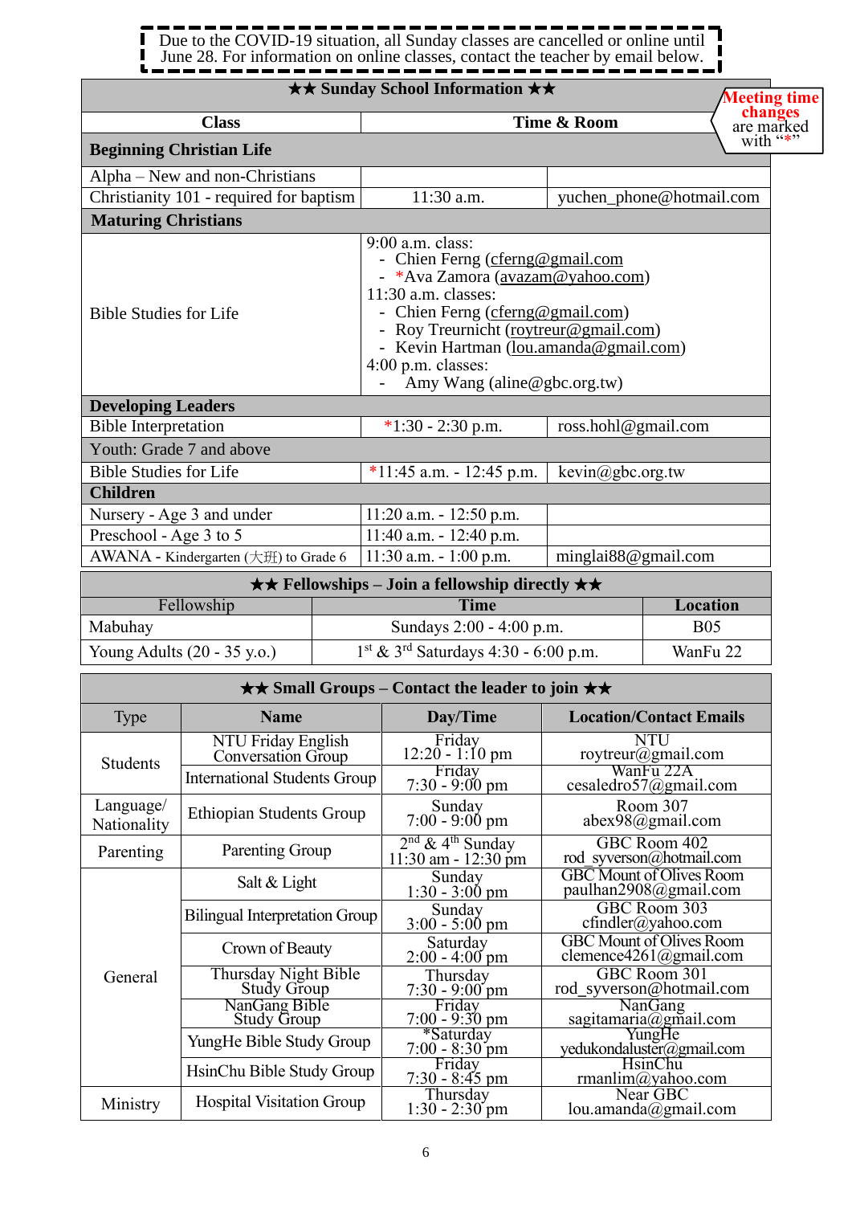Due to the COVID-19 situation, all Sunday classes are cancelled or online until June 28. For information on online classes, contact the teacher by email below.

**Meeting time changes** are marked with "*"

| ★★ Sunday School Information ★★ | | |
|---|---|---|
| **Class** | **Time & Room** | |
| **Beginning Christian Life** | | |
| Alpha – New and non-Christians | | |
| Christianity 101 - required for baptism | 11:30 a.m. | yuchen_phone@hotmail.com |
| **Maturing Christians** | | |
| Bible Studies for Life | 9:00 a.m. class:<br>- Chien Ferng (cferng@gmail.com<br>- *Ava Zamora (avazam@yahoo.com)<br>11:30 a.m. classes:<br>- Chien Ferng (cferng@gmail.com)<br>- Roy Treurnicht (roytreur@gmail.com)<br>- Kevin Hartman (lou.amanda@gmail.com)<br>4:00 p.m. classes:<br>- Amy Wang (aline@gbc.org.tw) | |
| **Developing Leaders** | | |
| Bible Interpretation | *1:30 - 2:30 p.m. | ross.hohl@gmail.com |
| Youth: Grade 7 and above | | |
| Bible Studies for Life | *11:45 a.m. - 12:45 p.m. | kevin@gbc.org.tw |
| **Children** | | |
| Nursery - Age 3 and under | 11:20 a.m. - 12:50 p.m. | |
| Preschool - Age 3 to 5 | 11:40 a.m. - 12:40 p.m. | |
| AWANA - Kindergarten (大班) to Grade 6 | 11:30 a.m. - 1:00 p.m. | minglai88@gmail.com |

| ★★ Fellowships – Join a fellowship directly ★★ | | |
|---|---|---|
| Fellowship | **Time** | **Location** |
| Mabuhay | Sundays 2:00 - 4:00 p.m. | B05 |
| Young Adults (20 - 35 y.o.) | 1st & 3rd Saturdays 4:30 - 6:00 p.m. | WanFu 22 |

| ★★ Small Groups – Contact the leader to join ★★ | | | |
|---|---|---|---|
| Type | **Name** | **Day/Time** | **Location/Contact Emails** |
| Students | NTU Friday English Conversation Group | Friday 12:20 - 1:10 pm | NTU roytreur@gmail.com |
| | International Students Group | Friday 7:30 - 9:00 pm | WanFu 22A cesaledro57@gmail.com |
| Language/ Nationality | Ethiopian Students Group | Sunday 7:00 - 9:00 pm | Room 307 abex98@gmail.com |
| Parenting | Parenting Group | 2nd & 4th Sunday 11:30 am - 12:30 pm | GBC Room 402 rod_syverson@hotmail.com |
| General | Salt & Light | Sunday 1:30 - 3:00 pm | GBC Mount of Olives Room paulhan2908@gmail.com |
| | Bilingual Interpretation Group | Sunday 3:00 - 5:00 pm | GBC Room 303 cfindler@yahoo.com |
| | Crown of Beauty | Saturday 2:00 - 4:00 pm | GBC Mount of Olives Room clemence4261@gmail.com |
| | Thursday Night Bible Study Group | Thursday 7:30 - 9:00 pm | GBC Room 301 rod_syverson@hotmail.com |
| | NanGang Bible Study Group | Friday 7:00 - 9:30 pm | NanGang sagitamaria@gmail.com |
| | YungHe Bible Study Group | *Saturday 7:00 - 8:30 pm | YungHe yedukondaluster@gmail.com |
| | HsinChu Bible Study Group | Friday 7:30 - 8:45 pm | HsinChu rmanlim@yahoo.com |
| Ministry | Hospital Visitation Group | Thursday 1:30 - 2:30 pm | Near GBC lou.amanda@gmail.com |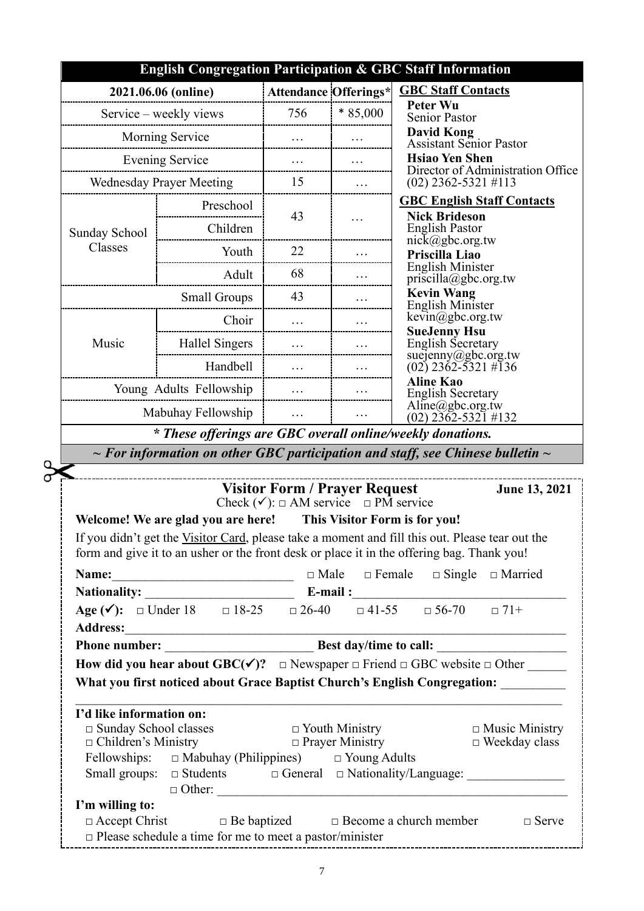## English Congregation Participation & GBC Staff Information

| 2021.06.06 (online) | | Attendance | Offerings* |
|---|---|---|---|
| Service – weekly views | | 756 | * 85,000 |
| Morning Service | | … | … |
| Evening Service | | … | … |
| Wednesday Prayer Meeting | | 15 | … |
| Sunday School Classes | Preschool | 43 | … |
| | Children | | |
| | Youth | 22 | … |
| | Adult | 68 | … |
| Small Groups | | 43 | … |
| Music | Choir | … | … |
| | Hallel Singers | … | … |
| | Handbell | … | … |
| Young Adults Fellowship | | … | … |
| Mabuhay Fellowship | | … | … |

**GBC Staff Contacts**

**Peter Wu**
Senior Pastor

**David Kong**
Assistant Senior Pastor

**Hsiao Yen Shen**
Director of Administration Office
(02) 2362-5321 #113

**GBC English Staff Contacts**

**Nick Brideson**
English Pastor
nick@gbc.org.tw

**Priscilla Liao**
English Minister
priscilla@gbc.org.tw

**Kevin Wang**
English Minister
kevin@gbc.org.tw

**SueJenny Hsu**
English Secretary
suejenny@gbc.org.tw
(02) 2362-5321 #136

**Aline Kao**
English Secretary
Aline@gbc.org.tw
(02) 2362-5321 #132

***\* These offerings are GBC overall online/weekly donations.***

***~ For information on other GBC participation and staff, see Chinese bulletin ~***

---

## Visitor Form / Prayer Request

**June 13, 2021**

Check (✓): □ AM service □ PM service

**Welcome! We are glad you are here! This Visitor Form is for you!**

If you didn't get the Visitor Card, please take a moment and fill this out. Please tear out the form and give it to an usher or the front desk or place it in the offering bag. Thank you!

**Name:**\_\_\_\_\_\_\_\_\_\_\_\_\_\_\_\_\_\_\_\_\_\_\_\_\_\_\_\_ □ Male □ Female □ Single □ Married

**Nationality:** \_\_\_\_\_\_\_\_\_\_\_\_\_\_\_\_\_\_\_\_\_\_\_\_ **E-mail :**\_\_\_\_\_\_\_\_\_\_\_\_\_\_\_\_\_\_\_\_\_\_\_\_\_\_\_\_\_\_\_\_

**Age (✓):** □ Under 18 □ 18-25 □ 26-40 □ 41-55 □ 56-70 □ 71+

**Address:**\_\_\_\_\_\_\_\_\_\_\_\_\_\_\_\_\_\_\_\_\_\_\_\_\_\_\_\_\_\_\_\_\_\_\_\_\_\_\_\_\_\_\_\_\_\_\_\_\_\_\_\_\_\_\_\_\_\_\_\_\_\_\_\_\_\_

**Phone number:** \_\_\_\_\_\_\_\_\_\_\_\_\_\_\_\_\_\_\_\_\_\_\_ **Best day/time to call:** \_\_\_\_\_\_\_\_\_\_\_\_\_\_\_\_\_\_\_\_

**How did you hear about GBC(✓)?** □ Newspaper □ Friend □ GBC website □ Other \_\_\_\_\_\_

**What you first noticed about Grace Baptist Church's English Congregation:** \_\_\_\_\_\_\_\_\_\_

\_\_\_\_\_\_\_\_\_\_\_\_\_\_\_\_\_\_\_\_\_\_\_\_\_\_\_\_\_\_\_\_\_\_\_\_\_\_\_\_\_\_\_\_\_\_\_\_\_\_\_\_\_\_\_\_\_\_\_\_\_\_\_\_\_\_\_\_\_\_\_\_\_\_\_\_\_\_

**I'd like information on:**

□ Sunday School classes □ Youth Ministry □ Music Ministry
□ Children's Ministry □ Prayer Ministry □ Weekday class

Fellowships: □ Mabuhay (Philippines) □ Young Adults

Small groups: □ Students □ General □ Nationality/Language: \_\_\_\_\_\_\_\_\_\_\_\_\_\_\_
□ Other: \_\_\_\_\_\_\_\_\_\_\_\_\_\_\_\_\_\_\_\_\_\_\_\_\_\_\_\_\_\_\_\_\_\_\_\_\_\_\_\_\_\_\_\_\_\_\_\_\_\_\_\_\_\_\_\_\_

**I'm willing to:**

□ Accept Christ □ Be baptized □ Become a church member □ Serve

□ Please schedule a time for me to meet a pastor/minister